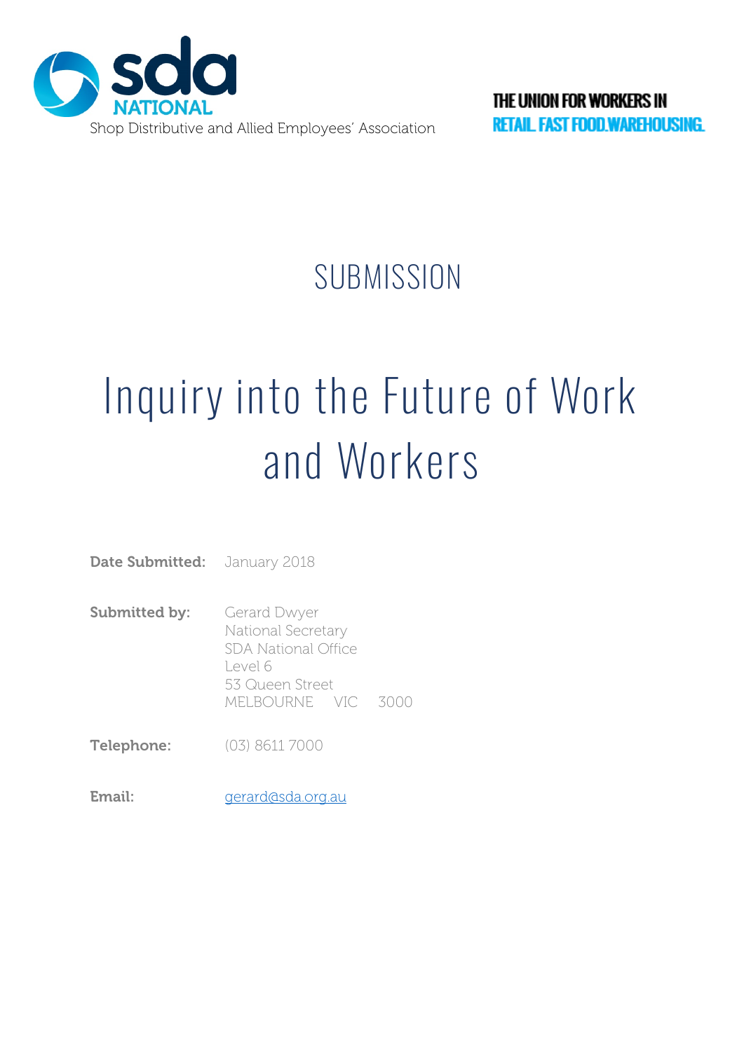**sda NATIONAL**

Shop Distributive and Allied Employees' Association

THE UNION FOR WORKERS IN

RETAIL. FAST FOOD. WAREHOUSING.

## SUBMISSION

# Inquiry into the Future of Work and Workers

**Date Submitted:** January 2018

**Submitted by:** Gerard Dwyer
National Secretary
SDA National Office
Level 6
53 Queen Street
MELBOURNE VIC 3000

**Telephone:** (03) 8611 7000

**Email:** gerard@sda.org.au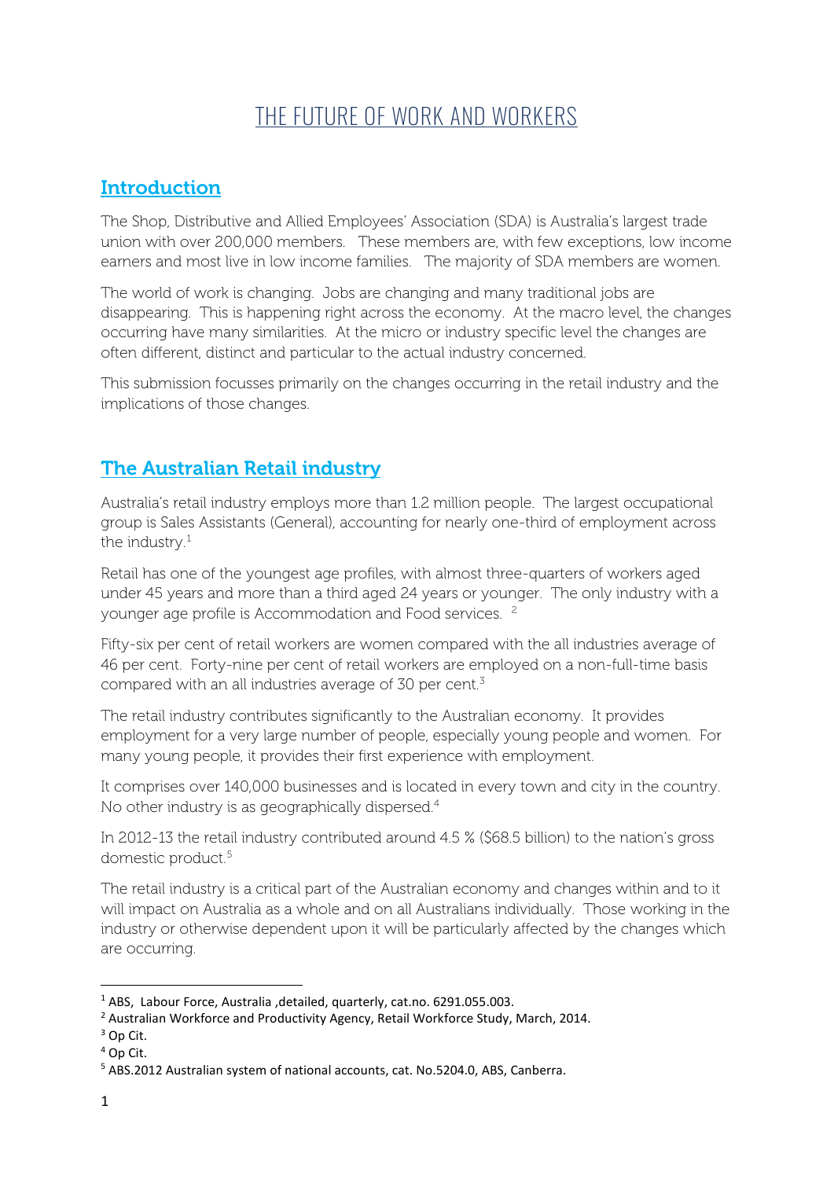# THE FUTURE OF WORK AND WORKERS

## Introduction

The Shop, Distributive and Allied Employees' Association (SDA) is Australia's largest trade union with over 200,000 members. These members are, with few exceptions, low income earners and most live in low income families. The majority of SDA members are women.

The world of work is changing. Jobs are changing and many traditional jobs are disappearing. This is happening right across the economy. At the macro level, the changes occurring have many similarities. At the micro or industry specific level the changes are often different, distinct and particular to the actual industry concerned.

This submission focusses primarily on the changes occurring in the retail industry and the implications of those changes.

## The Australian Retail industry

Australia's retail industry employs more than 1.2 million people. The largest occupational group is Sales Assistants (General), accounting for nearly one-third of employment across the industry.[1]

Retail has one of the youngest age profiles, with almost three-quarters of workers aged under 45 years and more than a third aged 24 years or younger. The only industry with a younger age profile is Accommodation and Food services. [2]

Fifty-six per cent of retail workers are women compared with the all industries average of 46 per cent. Forty-nine per cent of retail workers are employed on a non-full-time basis compared with an all industries average of 30 per cent.[3]

The retail industry contributes significantly to the Australian economy. It provides employment for a very large number of people, especially young people and women. For many young people, it provides their first experience with employment.

It comprises over 140,000 businesses and is located in every town and city in the country. No other industry is as geographically dispersed.[4]

In 2012-13 the retail industry contributed around 4.5 % ($68.5 billion) to the nation's gross domestic product.[5]

The retail industry is a critical part of the Australian economy and changes within and to it will impact on Australia as a whole and on all Australians individually. Those working in the industry or otherwise dependent upon it will be particularly affected by the changes which are occurring.

---

[1] ABS, Labour Force, Australia ,detailed, quarterly, cat.no. 6291.055.003.

[2] Australian Workforce and Productivity Agency, Retail Workforce Study, March, 2014.

[3] Op Cit.

[4] Op Cit.

[5] ABS.2012 Australian system of national accounts, cat. No.5204.0, ABS, Canberra.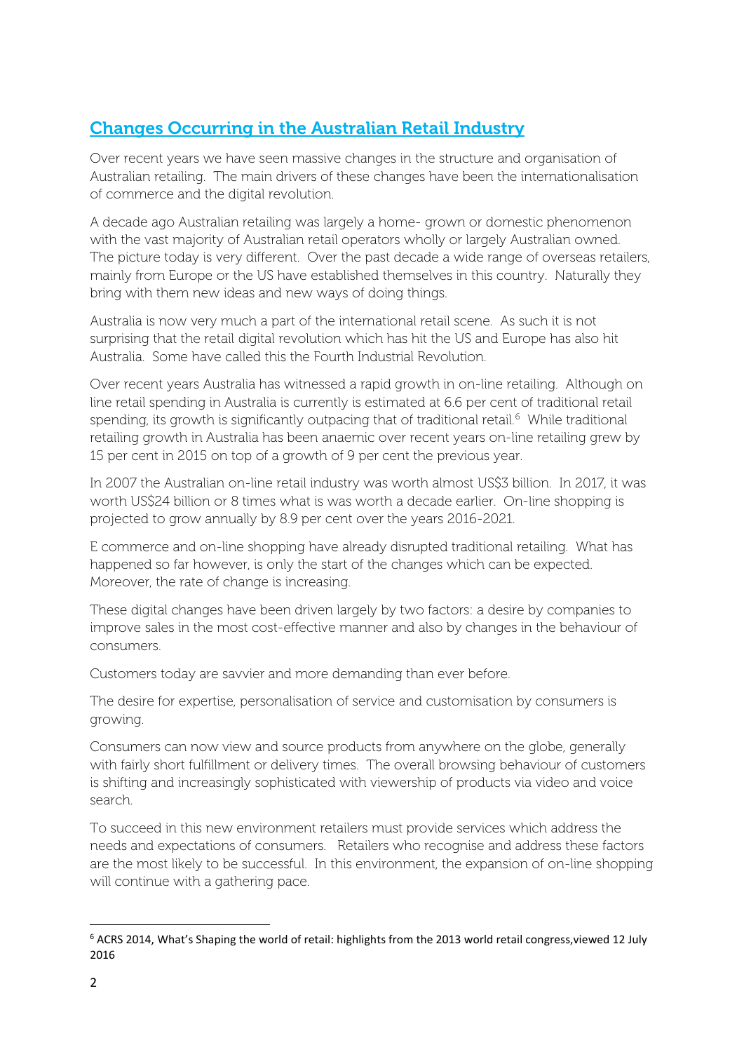## Changes Occurring in the Australian Retail Industry

Over recent years we have seen massive changes in the structure and organisation of Australian retailing. The main drivers of these changes have been the internationalisation of commerce and the digital revolution.

A decade ago Australian retailing was largely a home- grown or domestic phenomenon with the vast majority of Australian retail operators wholly or largely Australian owned. The picture today is very different. Over the past decade a wide range of overseas retailers, mainly from Europe or the US have established themselves in this country. Naturally they bring with them new ideas and new ways of doing things.

Australia is now very much a part of the international retail scene. As such it is not surprising that the retail digital revolution which has hit the US and Europe has also hit Australia. Some have called this the Fourth Industrial Revolution.

Over recent years Australia has witnessed a rapid growth in on-line retailing. Although on line retail spending in Australia is currently is estimated at 6.6 per cent of traditional retail spending, its growth is significantly outpacing that of traditional retail.[6] While traditional retailing growth in Australia has been anaemic over recent years on-line retailing grew by 15 per cent in 2015 on top of a growth of 9 per cent the previous year.

In 2007 the Australian on-line retail industry was worth almost US$3 billion. In 2017, it was worth US$24 billion or 8 times what is was worth a decade earlier. On-line shopping is projected to grow annually by 8.9 per cent over the years 2016-2021.

E commerce and on-line shopping have already disrupted traditional retailing. What has happened so far however, is only the start of the changes which can be expected. Moreover, the rate of change is increasing.

These digital changes have been driven largely by two factors: a desire by companies to improve sales in the most cost-effective manner and also by changes in the behaviour of consumers.

Customers today are savvier and more demanding than ever before.

The desire for expertise, personalisation of service and customisation by consumers is growing.

Consumers can now view and source products from anywhere on the globe, generally with fairly short fulfillment or delivery times. The overall browsing behaviour of customers is shifting and increasingly sophisticated with viewership of products via video and voice search.

To succeed in this new environment retailers must provide services which address the needs and expectations of consumers. Retailers who recognise and address these factors are the most likely to be successful. In this environment, the expansion of on-line shopping will continue with a gathering pace.

---

[6] ACRS 2014, What's Shaping the world of retail: highlights from the 2013 world retail congress,viewed 12 July 2016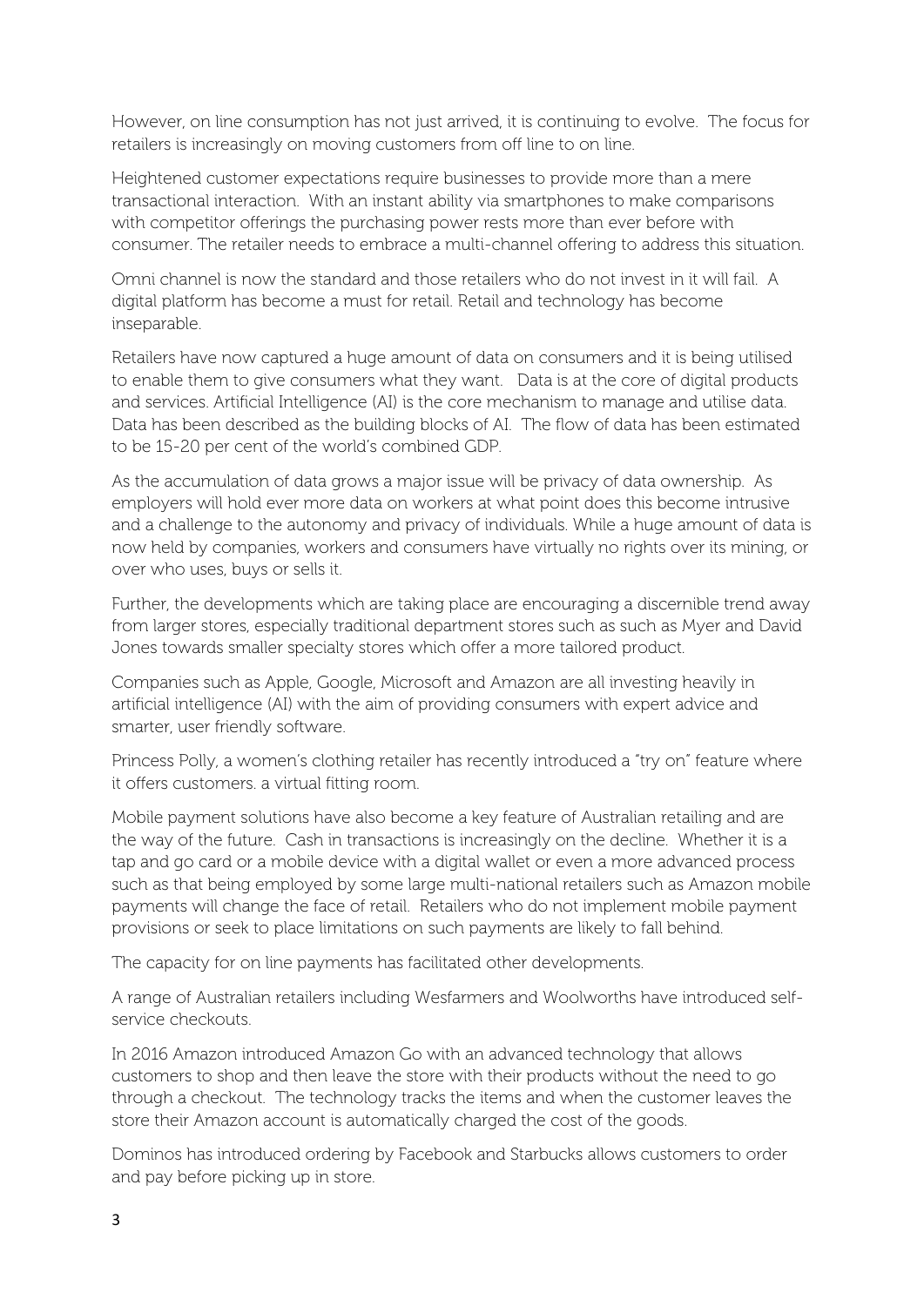However, on line consumption has not just arrived, it is continuing to evolve. The focus for retailers is increasingly on moving customers from off line to on line.

Heightened customer expectations require businesses to provide more than a mere transactional interaction. With an instant ability via smartphones to make comparisons with competitor offerings the purchasing power rests more than ever before with consumer. The retailer needs to embrace a multi-channel offering to address this situation.

Omni channel is now the standard and those retailers who do not invest in it will fail. A digital platform has become a must for retail. Retail and technology has become inseparable.

Retailers have now captured a huge amount of data on consumers and it is being utilised to enable them to give consumers what they want. Data is at the core of digital products and services. Artificial Intelligence (AI) is the core mechanism to manage and utilise data. Data has been described as the building blocks of AI. The flow of data has been estimated to be 15-20 per cent of the world's combined GDP.

As the accumulation of data grows a major issue will be privacy of data ownership. As employers will hold ever more data on workers at what point does this become intrusive and a challenge to the autonomy and privacy of individuals. While a huge amount of data is now held by companies, workers and consumers have virtually no rights over its mining, or over who uses, buys or sells it.

Further, the developments which are taking place are encouraging a discernible trend away from larger stores, especially traditional department stores such as such as Myer and David Jones towards smaller specialty stores which offer a more tailored product.

Companies such as Apple, Google, Microsoft and Amazon are all investing heavily in artificial intelligence (AI) with the aim of providing consumers with expert advice and smarter, user friendly software.

Princess Polly, a women's clothing retailer has recently introduced a "try on" feature where it offers customers. a virtual fitting room.

Mobile payment solutions have also become a key feature of Australian retailing and are the way of the future. Cash in transactions is increasingly on the decline. Whether it is a tap and go card or a mobile device with a digital wallet or even a more advanced process such as that being employed by some large multi-national retailers such as Amazon mobile payments will change the face of retail. Retailers who do not implement mobile payment provisions or seek to place limitations on such payments are likely to fall behind.

The capacity for on line payments has facilitated other developments.

A range of Australian retailers including Wesfarmers and Woolworths have introduced self-service checkouts.

In 2016 Amazon introduced Amazon Go with an advanced technology that allows customers to shop and then leave the store with their products without the need to go through a checkout. The technology tracks the items and when the customer leaves the store their Amazon account is automatically charged the cost of the goods.

Dominos has introduced ordering by Facebook and Starbucks allows customers to order and pay before picking up in store.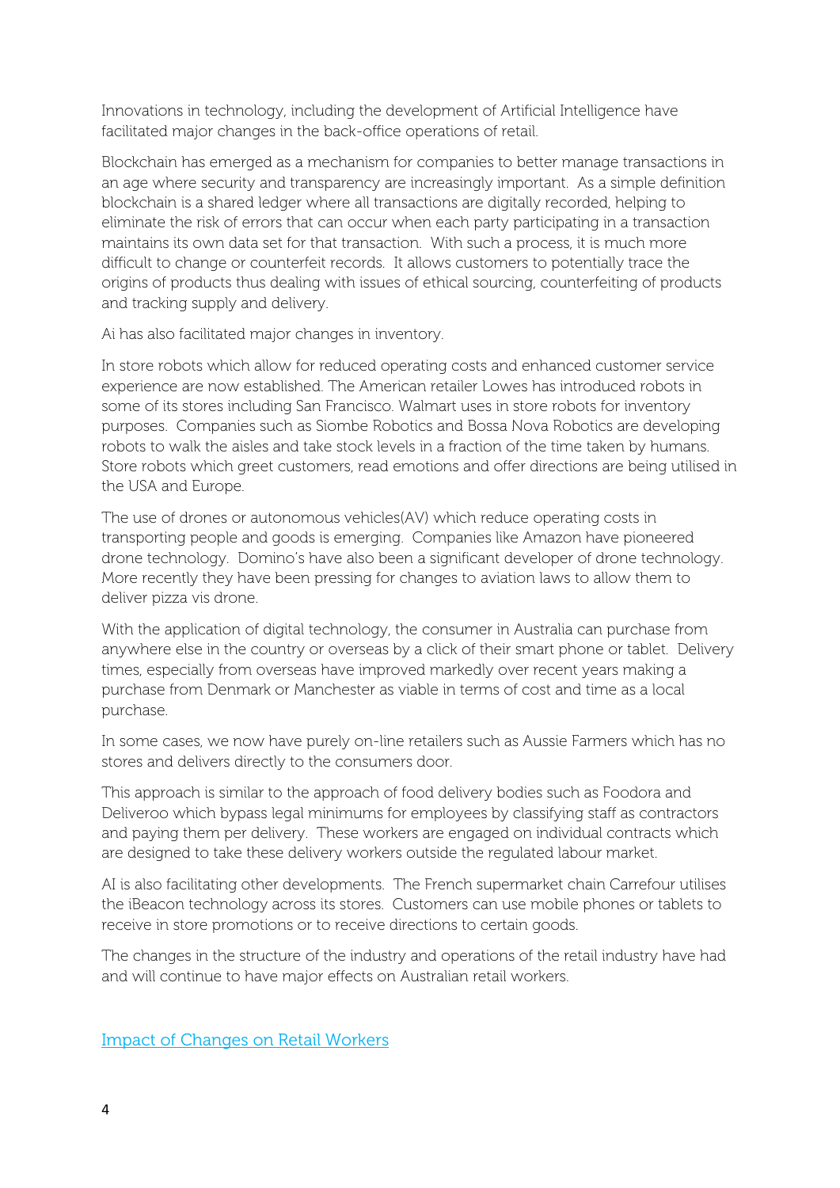Innovations in technology, including the development of Artificial Intelligence have facilitated major changes in the back-office operations of retail.

Blockchain has emerged as a mechanism for companies to better manage transactions in an age where security and transparency are increasingly important. As a simple definition blockchain is a shared ledger where all transactions are digitally recorded, helping to eliminate the risk of errors that can occur when each party participating in a transaction maintains its own data set for that transaction. With such a process, it is much more difficult to change or counterfeit records. It allows customers to potentially trace the origins of products thus dealing with issues of ethical sourcing, counterfeiting of products and tracking supply and delivery.

Ai has also facilitated major changes in inventory.

In store robots which allow for reduced operating costs and enhanced customer service experience are now established. The American retailer Lowes has introduced robots in some of its stores including San Francisco. Walmart uses in store robots for inventory purposes. Companies such as Siombe Robotics and Bossa Nova Robotics are developing robots to walk the aisles and take stock levels in a fraction of the time taken by humans. Store robots which greet customers, read emotions and offer directions are being utilised in the USA and Europe.

The use of drones or autonomous vehicles(AV) which reduce operating costs in transporting people and goods is emerging. Companies like Amazon have pioneered drone technology. Domino's have also been a significant developer of drone technology. More recently they have been pressing for changes to aviation laws to allow them to deliver pizza vis drone.

With the application of digital technology, the consumer in Australia can purchase from anywhere else in the country or overseas by a click of their smart phone or tablet. Delivery times, especially from overseas have improved markedly over recent years making a purchase from Denmark or Manchester as viable in terms of cost and time as a local purchase.

In some cases, we now have purely on-line retailers such as Aussie Farmers which has no stores and delivers directly to the consumers door.

This approach is similar to the approach of food delivery bodies such as Foodora and Deliveroo which bypass legal minimums for employees by classifying staff as contractors and paying them per delivery. These workers are engaged on individual contracts which are designed to take these delivery workers outside the regulated labour market.

AI is also facilitating other developments. The French supermarket chain Carrefour utilises the iBeacon technology across its stores. Customers can use mobile phones or tablets to receive in store promotions or to receive directions to certain goods.

The changes in the structure of the industry and operations of the retail industry have had and will continue to have major effects on Australian retail workers.

## Impact of Changes on Retail Workers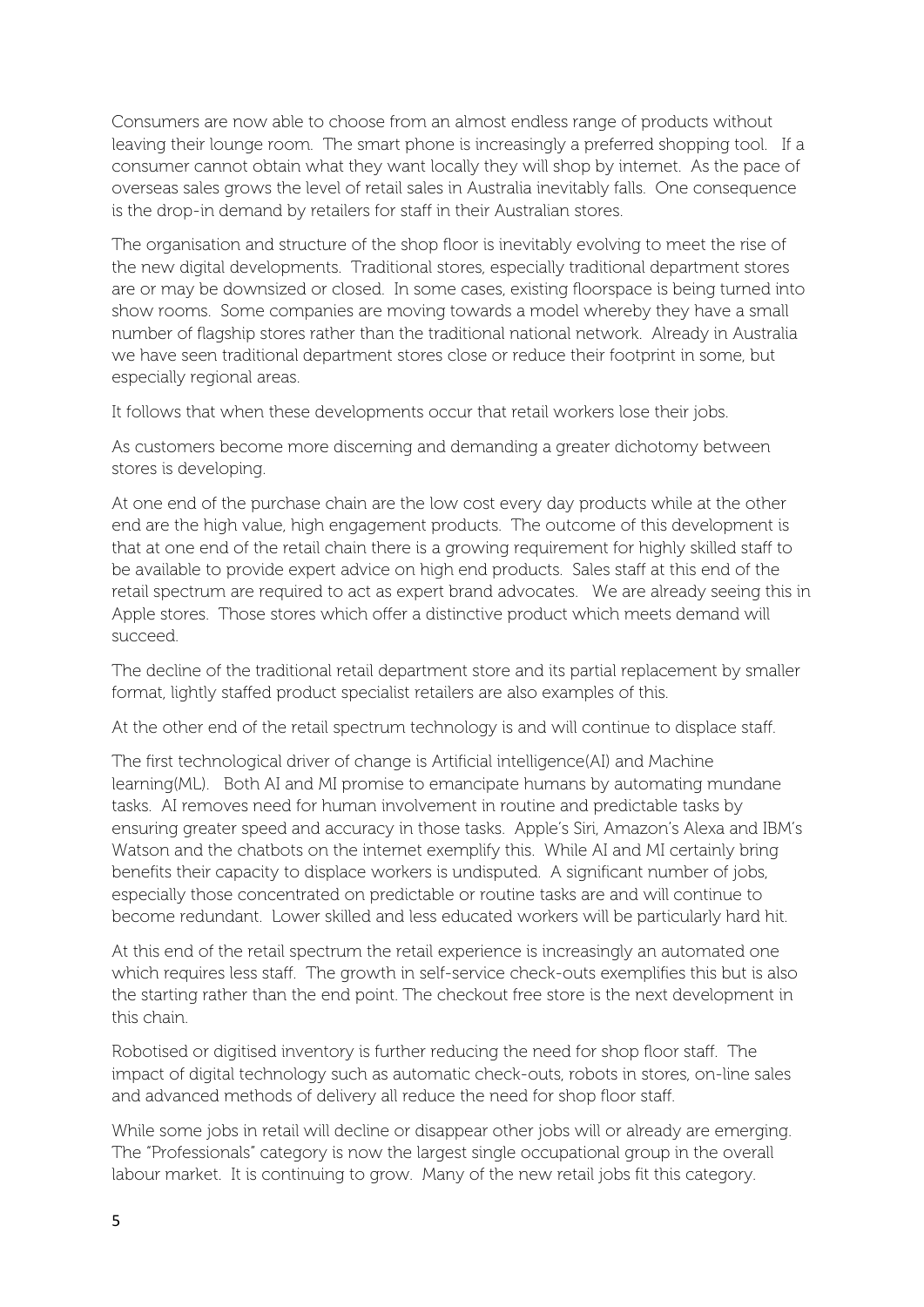Consumers are now able to choose from an almost endless range of products without leaving their lounge room. The smart phone is increasingly a preferred shopping tool. If a consumer cannot obtain what they want locally they will shop by internet. As the pace of overseas sales grows the level of retail sales in Australia inevitably falls. One consequence is the drop-in demand by retailers for staff in their Australian stores.

The organisation and structure of the shop floor is inevitably evolving to meet the rise of the new digital developments. Traditional stores, especially traditional department stores are or may be downsized or closed. In some cases, existing floorspace is being turned into show rooms. Some companies are moving towards a model whereby they have a small number of flagship stores rather than the traditional national network. Already in Australia we have seen traditional department stores close or reduce their footprint in some, but especially regional areas.

It follows that when these developments occur that retail workers lose their jobs.

As customers become more discerning and demanding a greater dichotomy between stores is developing.

At one end of the purchase chain are the low cost every day products while at the other end are the high value, high engagement products. The outcome of this development is that at one end of the retail chain there is a growing requirement for highly skilled staff to be available to provide expert advice on high end products. Sales staff at this end of the retail spectrum are required to act as expert brand advocates. We are already seeing this in Apple stores. Those stores which offer a distinctive product which meets demand will succeed.

The decline of the traditional retail department store and its partial replacement by smaller format, lightly staffed product specialist retailers are also examples of this.

At the other end of the retail spectrum technology is and will continue to displace staff.

The first technological driver of change is Artificial intelligence(AI) and Machine learning(ML). Both AI and MI promise to emancipate humans by automating mundane tasks. AI removes need for human involvement in routine and predictable tasks by ensuring greater speed and accuracy in those tasks. Apple's Siri, Amazon's Alexa and IBM's Watson and the chatbots on the internet exemplify this. While AI and MI certainly bring benefits their capacity to displace workers is undisputed. A significant number of jobs, especially those concentrated on predictable or routine tasks are and will continue to become redundant. Lower skilled and less educated workers will be particularly hard hit.

At this end of the retail spectrum the retail experience is increasingly an automated one which requires less staff. The growth in self-service check-outs exemplifies this but is also the starting rather than the end point. The checkout free store is the next development in this chain.

Robotised or digitised inventory is further reducing the need for shop floor staff. The impact of digital technology such as automatic check-outs, robots in stores, on-line sales and advanced methods of delivery all reduce the need for shop floor staff.

While some jobs in retail will decline or disappear other jobs will or already are emerging. The "Professionals" category is now the largest single occupational group in the overall labour market. It is continuing to grow. Many of the new retail jobs fit this category.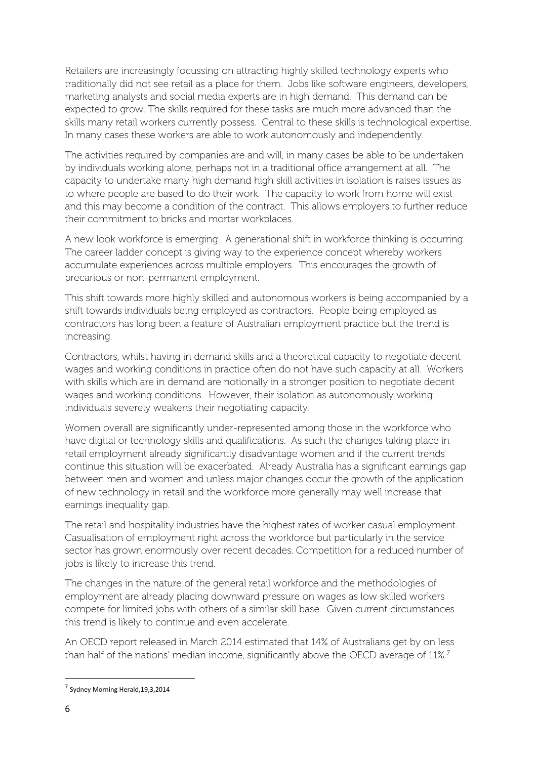Retailers are increasingly focussing on attracting highly skilled technology experts who traditionally did not see retail as a place for them. Jobs like software engineers, developers, marketing analysts and social media experts are in high demand. This demand can be expected to grow. The skills required for these tasks are much more advanced than the skills many retail workers currently possess. Central to these skills is technological expertise. In many cases these workers are able to work autonomously and independently.

The activities required by companies are and will, in many cases be able to be undertaken by individuals working alone, perhaps not in a traditional office arrangement at all. The capacity to undertake many high demand high skill activities in isolation is raises issues as to where people are based to do their work. The capacity to work from home will exist and this may become a condition of the contract. This allows employers to further reduce their commitment to bricks and mortar workplaces.

A new look workforce is emerging. A generational shift in workforce thinking is occurring. The career ladder concept is giving way to the experience concept whereby workers accumulate experiences across multiple employers. This encourages the growth of precarious or non-permanent employment.

This shift towards more highly skilled and autonomous workers is being accompanied by a shift towards individuals being employed as contractors. People being employed as contractors has long been a feature of Australian employment practice but the trend is increasing.

Contractors, whilst having in demand skills and a theoretical capacity to negotiate decent wages and working conditions in practice often do not have such capacity at all. Workers with skills which are in demand are notionally in a stronger position to negotiate decent wages and working conditions. However, their isolation as autonomously working individuals severely weakens their negotiating capacity.

Women overall are significantly under-represented among those in the workforce who have digital or technology skills and qualifications. As such the changes taking place in retail employment already significantly disadvantage women and if the current trends continue this situation will be exacerbated. Already Australia has a significant earnings gap between men and women and unless major changes occur the growth of the application of new technology in retail and the workforce more generally may well increase that earnings inequality gap.

The retail and hospitality industries have the highest rates of worker casual employment. Casualisation of employment right across the workforce but particularly in the service sector has grown enormously over recent decades. Competition for a reduced number of jobs is likely to increase this trend.

The changes in the nature of the general retail workforce and the methodologies of employment are already placing downward pressure on wages as low skilled workers compete for limited jobs with others of a similar skill base. Given current circumstances this trend is likely to continue and even accelerate.

An OECD report released in March 2014 estimated that 14% of Australians get by on less than half of the nations' median income, significantly above the OECD average of 11%.[7]

---

[7] Sydney Morning Herald,19,3,2014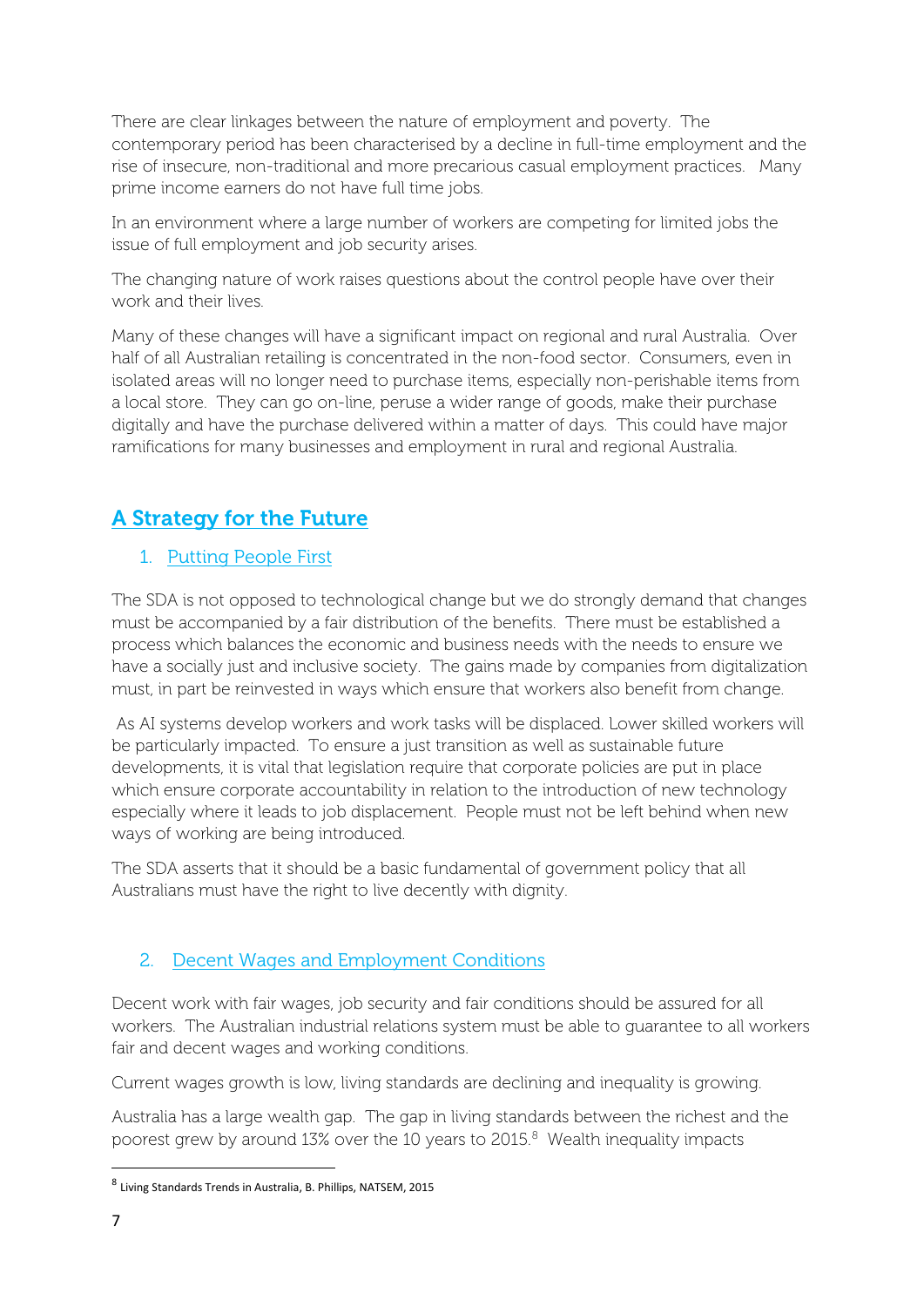There are clear linkages between the nature of employment and poverty. The contemporary period has been characterised by a decline in full-time employment and the rise of insecure, non-traditional and more precarious casual employment practices. Many prime income earners do not have full time jobs.

In an environment where a large number of workers are competing for limited jobs the issue of full employment and job security arises.

The changing nature of work raises questions about the control people have over their work and their lives.

Many of these changes will have a significant impact on regional and rural Australia. Over half of all Australian retailing is concentrated in the non-food sector. Consumers, even in isolated areas will no longer need to purchase items, especially non-perishable items from a local store. They can go on-line, peruse a wider range of goods, make their purchase digitally and have the purchase delivered within a matter of days. This could have major ramifications for many businesses and employment in rural and regional Australia.

## A Strategy for the Future

### 1. Putting People First

The SDA is not opposed to technological change but we do strongly demand that changes must be accompanied by a fair distribution of the benefits. There must be established a process which balances the economic and business needs with the needs to ensure we have a socially just and inclusive society. The gains made by companies from digitalization must, in part be reinvested in ways which ensure that workers also benefit from change.

As AI systems develop workers and work tasks will be displaced. Lower skilled workers will be particularly impacted. To ensure a just transition as well as sustainable future developments, it is vital that legislation require that corporate policies are put in place which ensure corporate accountability in relation to the introduction of new technology especially where it leads to job displacement. People must not be left behind when new ways of working are being introduced.

The SDA asserts that it should be a basic fundamental of government policy that all Australians must have the right to live decently with dignity.

### 2. Decent Wages and Employment Conditions

Decent work with fair wages, job security and fair conditions should be assured for all workers. The Australian industrial relations system must be able to guarantee to all workers fair and decent wages and working conditions.

Current wages growth is low, living standards are declining and inequality is growing.

Australia has a large wealth gap. The gap in living standards between the richest and the poorest grew by around 13% over the 10 years to 2015.[8] Wealth inequality impacts

[8] Living Standards Trends in Australia, B. Phillips, NATSEM, 2015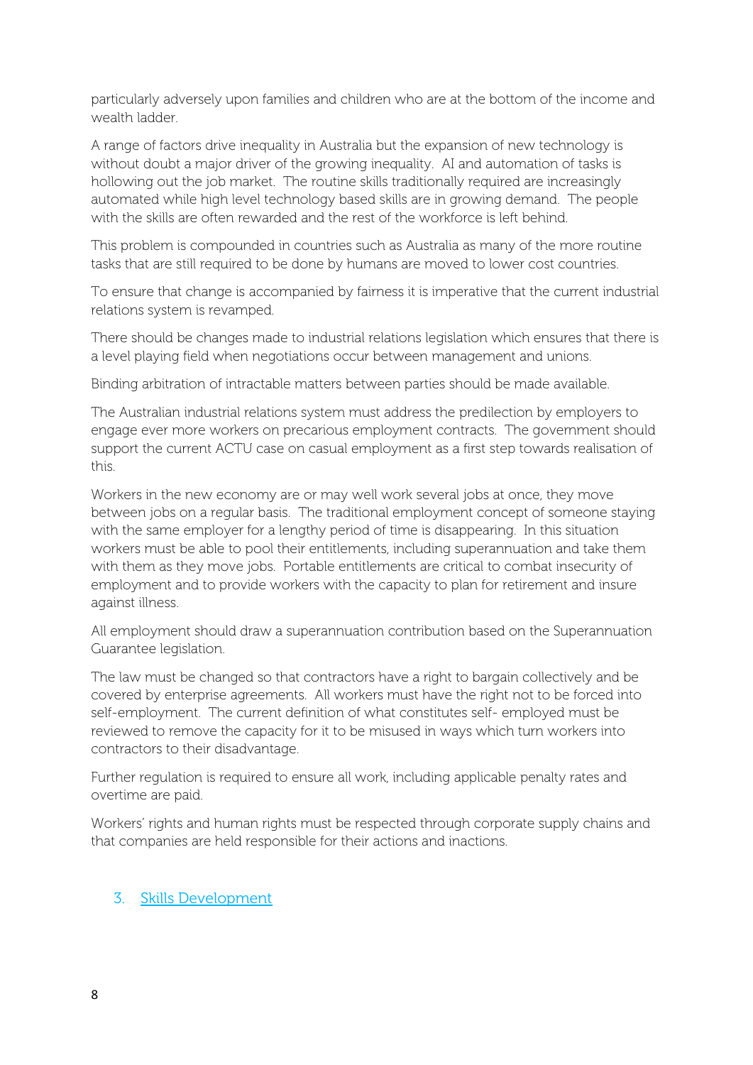particularly adversely upon families and children who are at the bottom of the income and wealth ladder.

A range of factors drive inequality in Australia but the expansion of new technology is without doubt a major driver of the growing inequality. AI and automation of tasks is hollowing out the job market. The routine skills traditionally required are increasingly automated while high level technology based skills are in growing demand. The people with the skills are often rewarded and the rest of the workforce is left behind.

This problem is compounded in countries such as Australia as many of the more routine tasks that are still required to be done by humans are moved to lower cost countries.

To ensure that change is accompanied by fairness it is imperative that the current industrial relations system is revamped.

There should be changes made to industrial relations legislation which ensures that there is a level playing field when negotiations occur between management and unions.

Binding arbitration of intractable matters between parties should be made available.

The Australian industrial relations system must address the predilection by employers to engage ever more workers on precarious employment contracts. The government should support the current ACTU case on casual employment as a first step towards realisation of this.

Workers in the new economy are or may well work several jobs at once, they move between jobs on a regular basis. The traditional employment concept of someone staying with the same employer for a lengthy period of time is disappearing. In this situation workers must be able to pool their entitlements, including superannuation and take them with them as they move jobs. Portable entitlements are critical to combat insecurity of employment and to provide workers with the capacity to plan for retirement and insure against illness.

All employment should draw a superannuation contribution based on the Superannuation Guarantee legislation.

The law must be changed so that contractors have a right to bargain collectively and be covered by enterprise agreements. All workers must have the right not to be forced into self-employment. The current definition of what constitutes self- employed must be reviewed to remove the capacity for it to be misused in ways which turn workers into contractors to their disadvantage.

Further regulation is required to ensure all work, including applicable penalty rates and overtime are paid.

Workers' rights and human rights must be respected through corporate supply chains and that companies are held responsible for their actions and inactions.

## 3. Skills Development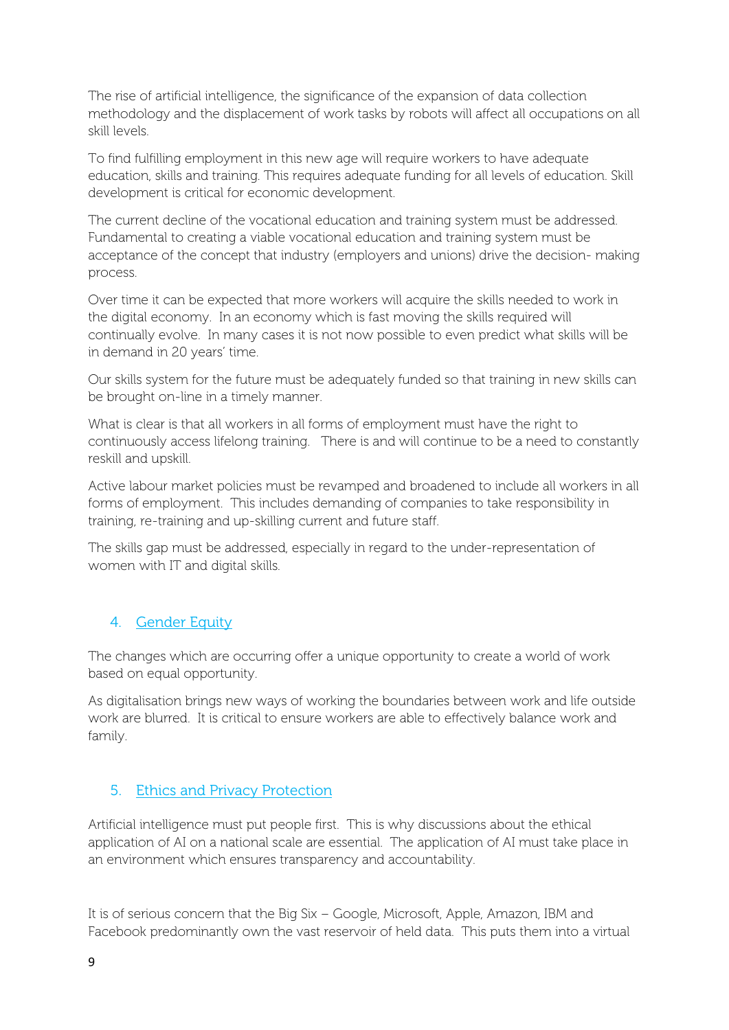The rise of artificial intelligence, the significance of the expansion of data collection methodology and the displacement of work tasks by robots will affect all occupations on all skill levels.

To find fulfilling employment in this new age will require workers to have adequate education, skills and training. This requires adequate funding for all levels of education. Skill development is critical for economic development.

The current decline of the vocational education and training system must be addressed. Fundamental to creating a viable vocational education and training system must be acceptance of the concept that industry (employers and unions) drive the decision- making process.

Over time it can be expected that more workers will acquire the skills needed to work in the digital economy. In an economy which is fast moving the skills required will continually evolve. In many cases it is not now possible to even predict what skills will be in demand in 20 years' time.

Our skills system for the future must be adequately funded so that training in new skills can be brought on-line in a timely manner.

What is clear is that all workers in all forms of employment must have the right to continuously access lifelong training. There is and will continue to be a need to constantly reskill and upskill.

Active labour market policies must be revamped and broadened to include all workers in all forms of employment. This includes demanding of companies to take responsibility in training, re-training and up-skilling current and future staff.

The skills gap must be addressed, especially in regard to the under-representation of women with IT and digital skills.

## 4. Gender Equity

The changes which are occurring offer a unique opportunity to create a world of work based on equal opportunity.

As digitalisation brings new ways of working the boundaries between work and life outside work are blurred. It is critical to ensure workers are able to effectively balance work and family.

## 5. Ethics and Privacy Protection

Artificial intelligence must put people first. This is why discussions about the ethical application of AI on a national scale are essential. The application of AI must take place in an environment which ensures transparency and accountability.

It is of serious concern that the Big Six – Google, Microsoft, Apple, Amazon, IBM and Facebook predominantly own the vast reservoir of held data. This puts them into a virtual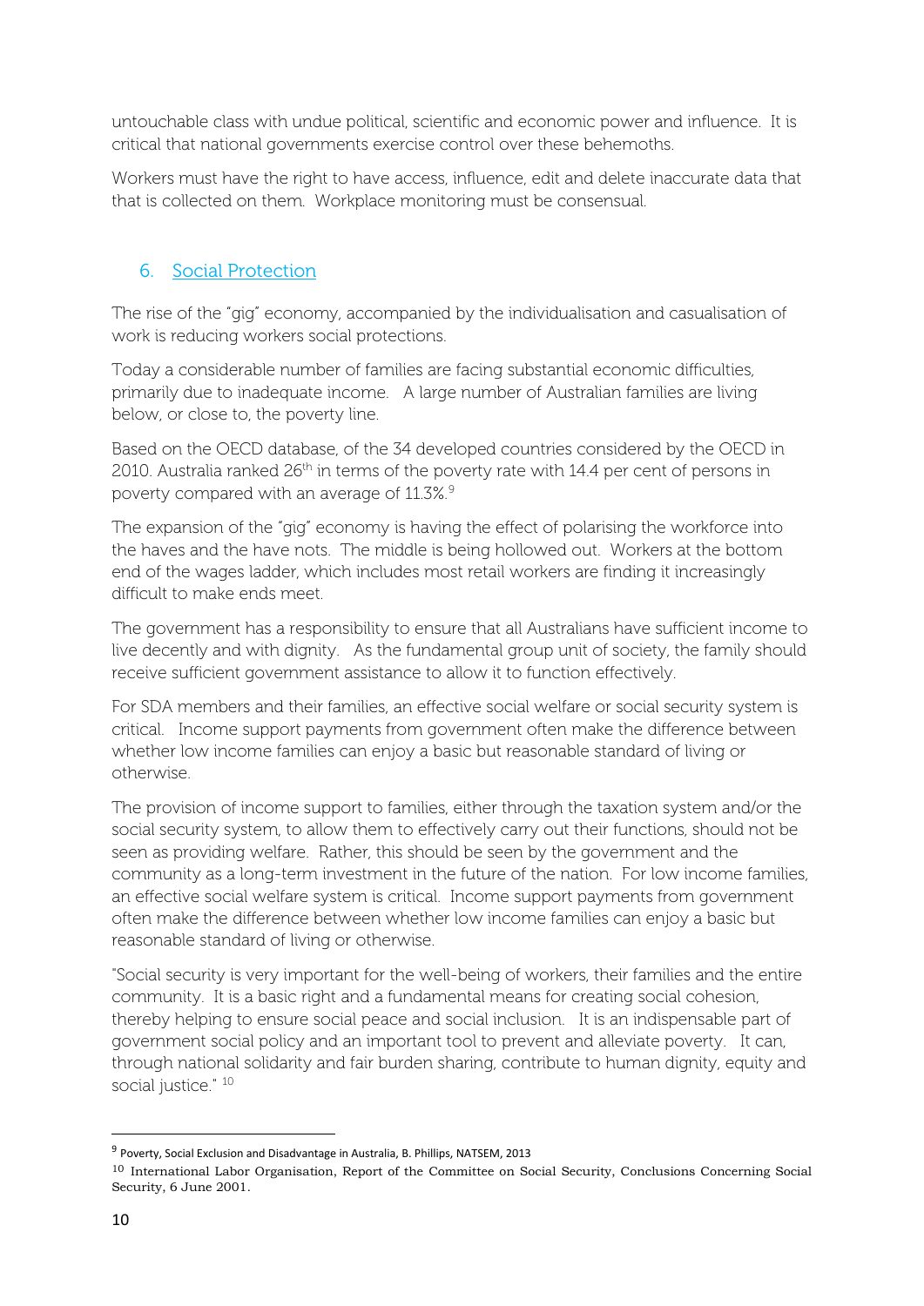untouchable class with undue political, scientific and economic power and influence. It is critical that national governments exercise control over these behemoths.

Workers must have the right to have access, influence, edit and delete inaccurate data that that is collected on them. Workplace monitoring must be consensual.

## 6. Social Protection

The rise of the "gig" economy, accompanied by the individualisation and casualisation of work is reducing workers social protections.

Today a considerable number of families are facing substantial economic difficulties, primarily due to inadequate income. A large number of Australian families are living below, or close to, the poverty line.

Based on the OECD database, of the 34 developed countries considered by the OECD in 2010. Australia ranked 26th in terms of the poverty rate with 14.4 per cent of persons in poverty compared with an average of 11.3%.[9]

The expansion of the "gig" economy is having the effect of polarising the workforce into the haves and the have nots. The middle is being hollowed out. Workers at the bottom end of the wages ladder, which includes most retail workers are finding it increasingly difficult to make ends meet.

The government has a responsibility to ensure that all Australians have sufficient income to live decently and with dignity. As the fundamental group unit of society, the family should receive sufficient government assistance to allow it to function effectively.

For SDA members and their families, an effective social welfare or social security system is critical. Income support payments from government often make the difference between whether low income families can enjoy a basic but reasonable standard of living or otherwise.

The provision of income support to families, either through the taxation system and/or the social security system, to allow them to effectively carry out their functions, should not be seen as providing welfare. Rather, this should be seen by the government and the community as a long-term investment in the future of the nation. For low income families, an effective social welfare system is critical. Income support payments from government often make the difference between whether low income families can enjoy a basic but reasonable standard of living or otherwise.

"Social security is very important for the well-being of workers, their families and the entire community. It is a basic right and a fundamental means for creating social cohesion, thereby helping to ensure social peace and social inclusion. It is an indispensable part of government social policy and an important tool to prevent and alleviate poverty. It can, through national solidarity and fair burden sharing, contribute to human dignity, equity and social justice." [10]

---

[9] Poverty, Social Exclusion and Disadvantage in Australia, B. Phillips, NATSEM, 2013

[10] International Labor Organisation, Report of the Committee on Social Security, Conclusions Concerning Social Security, 6 June 2001.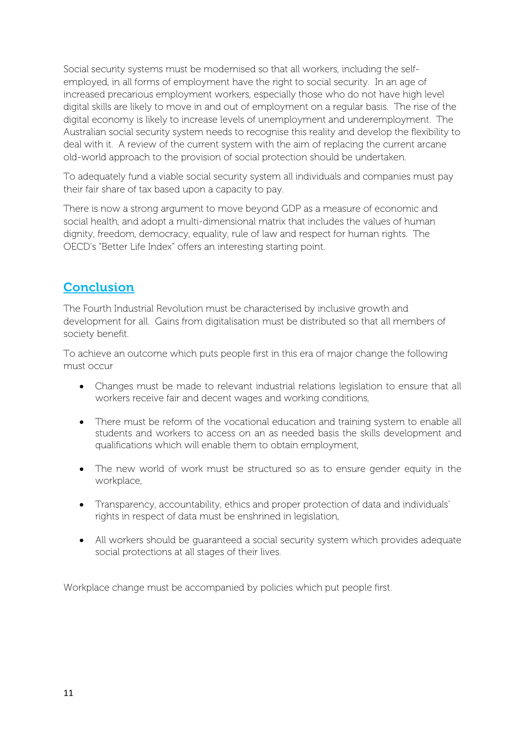Social security systems must be modernised so that all workers, including the self-employed, in all forms of employment have the right to social security. In an age of increased precarious employment workers, especially those who do not have high level digital skills are likely to move in and out of employment on a regular basis. The rise of the digital economy is likely to increase levels of unemployment and underemployment. The Australian social security system needs to recognise this reality and develop the flexibility to deal with it. A review of the current system with the aim of replacing the current arcane old-world approach to the provision of social protection should be undertaken.

To adequately fund a viable social security system all individuals and companies must pay their fair share of tax based upon a capacity to pay.

There is now a strong argument to move beyond GDP as a measure of economic and social health, and adopt a multi-dimensional matrix that includes the values of human dignity, freedom, democracy, equality, rule of law and respect for human rights. The OECD's "Better Life Index" offers an interesting starting point.

## Conclusion

The Fourth Industrial Revolution must be characterised by inclusive growth and development for all. Gains from digitalisation must be distributed so that all members of society benefit.

To achieve an outcome which puts people first in this era of major change the following must occur

- Changes must be made to relevant industrial relations legislation to ensure that all workers receive fair and decent wages and working conditions,
- There must be reform of the vocational education and training system to enable all students and workers to access on an as needed basis the skills development and qualifications which will enable them to obtain employment,
- The new world of work must be structured so as to ensure gender equity in the workplace,
- Transparency, accountability, ethics and proper protection of data and individuals' rights in respect of data must be enshrined in legislation,
- All workers should be guaranteed a social security system which provides adequate social protections at all stages of their lives.

Workplace change must be accompanied by policies which put people first.